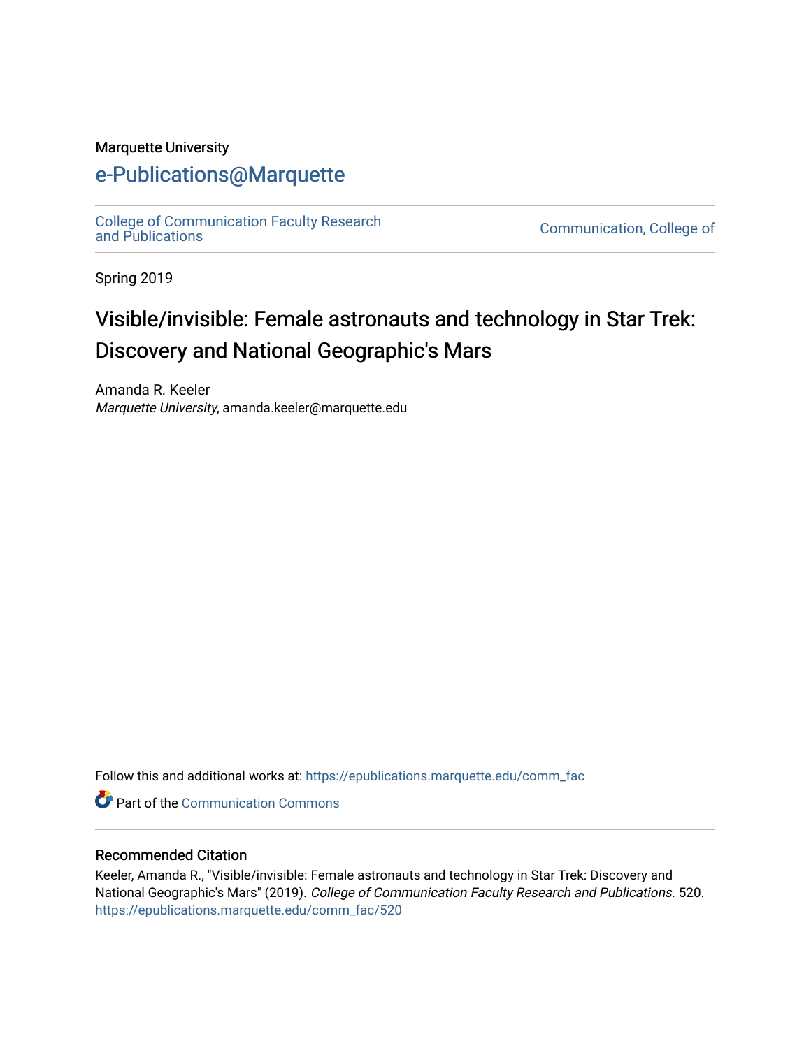Marquette University

# e-Publications@Marquette

College of Communication Faculty Research and Publications

Communication, College of

Spring 2019

## Visible/invisible: Female astronauts and technology in Star Trek: Discovery and National Geographic's Mars

Amanda R. Keeler
*Marquette University*, amanda.keeler@marquette.edu

Follow this and additional works at: https://epublications.marquette.edu/comm_fac

Part of the Communication Commons

### Recommended Citation

Keeler, Amanda R., "Visible/invisible: Female astronauts and technology in Star Trek: Discovery and National Geographic's Mars" (2019). *College of Communication Faculty Research and Publications*. 520.
https://epublications.marquette.edu/comm_fac/520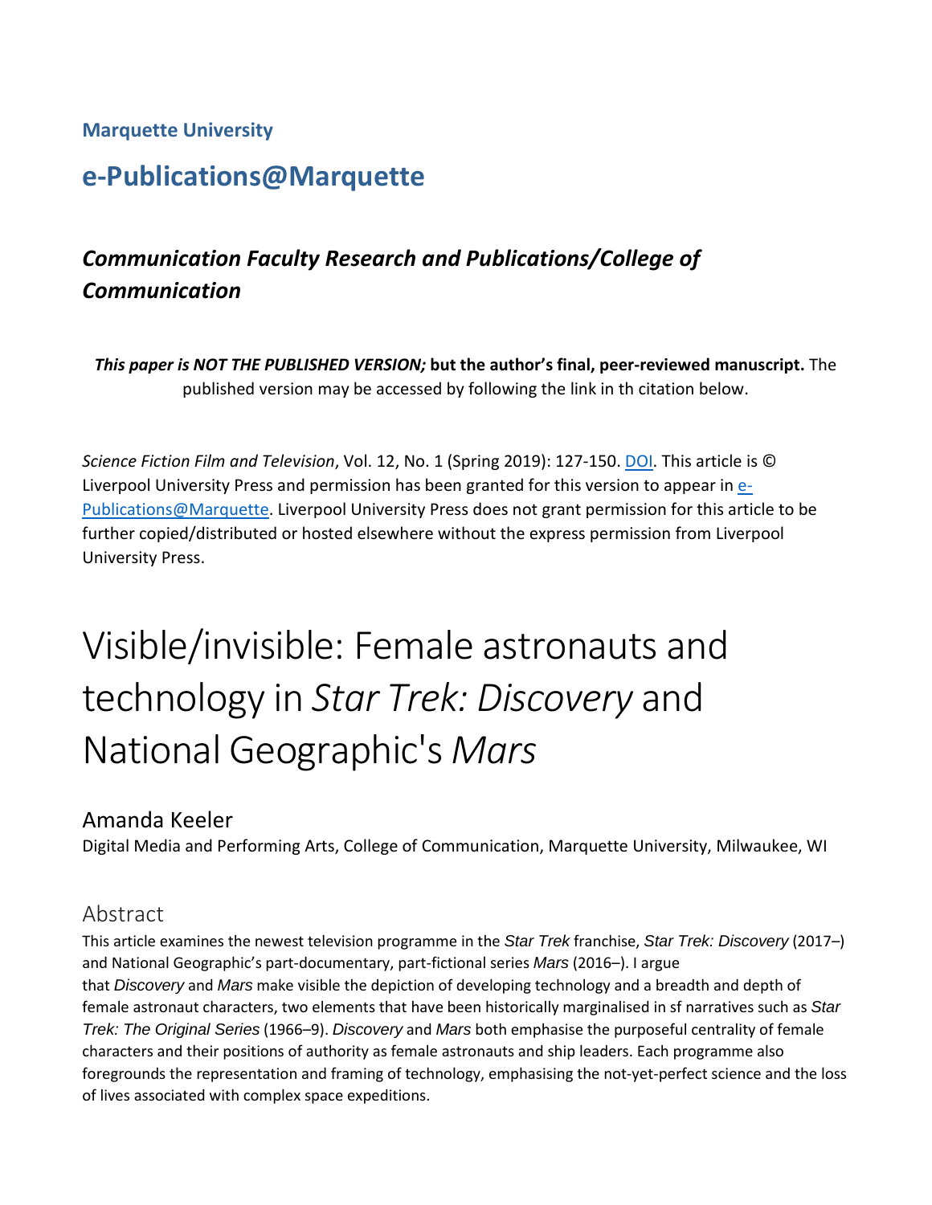**Marquette University**

# e-Publications@Marquette

***Communication Faculty Research and Publications/College of Communication***

***This paper is NOT THE PUBLISHED VERSION;* but the author's final, peer-reviewed manuscript.** The published version may be accessed by following the link in th citation below.

*Science Fiction Film and Television*, Vol. 12, No. 1 (Spring 2019): 127-150. DOI. This article is © Liverpool University Press and permission has been granted for this version to appear in e-Publications@Marquette. Liverpool University Press does not grant permission for this article to be further copied/distributed or hosted elsewhere without the express permission from Liverpool University Press.

# Visible/invisible: Female astronauts and technology in *Star Trek: Discovery* and National Geographic's *Mars*

Amanda Keeler

Digital Media and Performing Arts, College of Communication, Marquette University, Milwaukee, WI

## Abstract

This article examines the newest television programme in the *Star Trek* franchise, *Star Trek: Discovery* (2017–) and National Geographic's part-documentary, part-fictional series *Mars* (2016–). I argue that *Discovery* and *Mars* make visible the depiction of developing technology and a breadth and depth of female astronaut characters, two elements that have been historically marginalised in sf narratives such as *Star Trek: The Original Series* (1966–9). *Discovery* and *Mars* both emphasise the purposeful centrality of female characters and their positions of authority as female astronauts and ship leaders. Each programme also foregrounds the representation and framing of technology, emphasising the not-yet-perfect science and the loss of lives associated with complex space expeditions.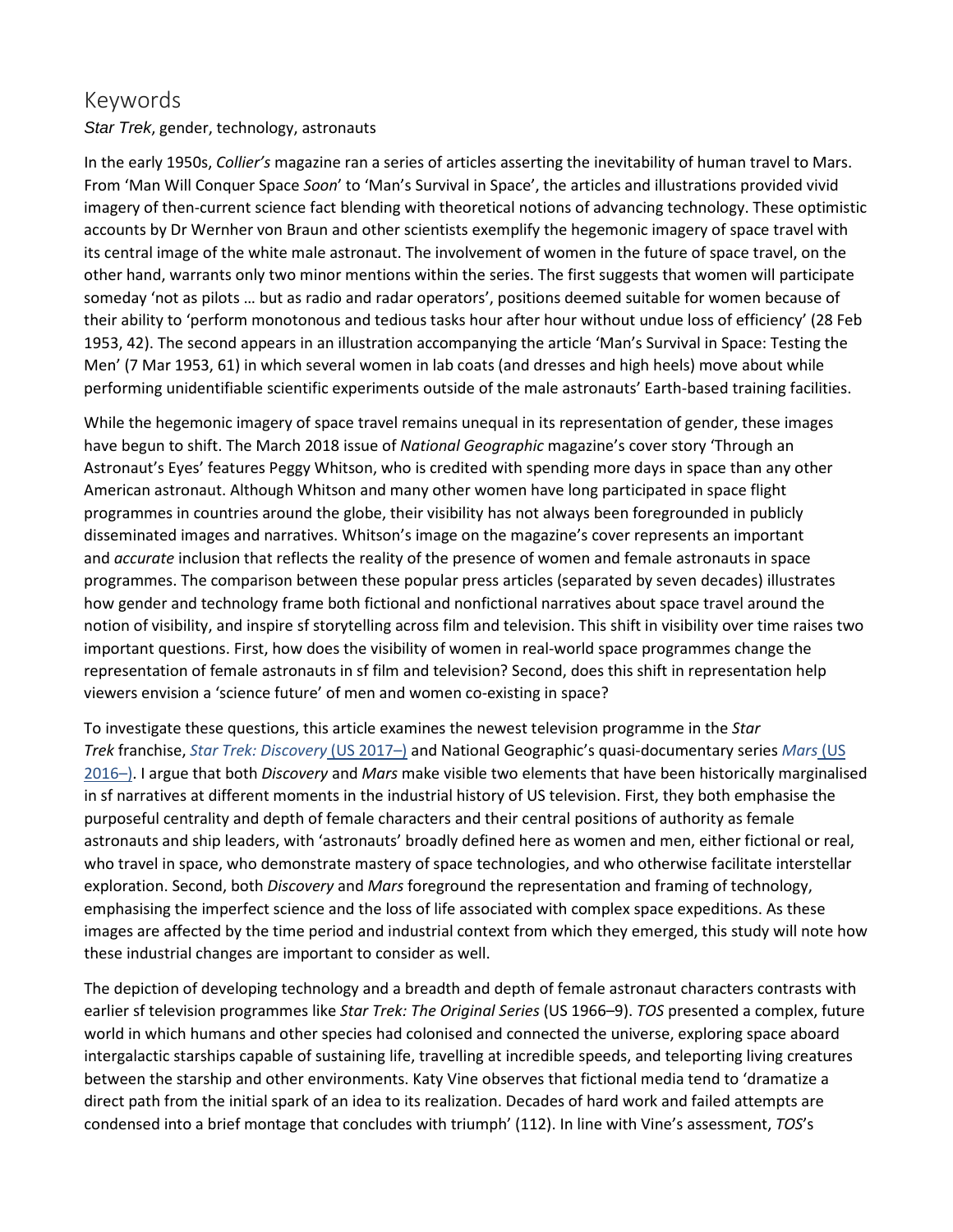## Keywords

*Star Trek*, gender, technology, astronauts

In the early 1950s, *Collier's* magazine ran a series of articles asserting the inevitability of human travel to Mars. From 'Man Will Conquer Space *Soon*' to 'Man's Survival in Space', the articles and illustrations provided vivid imagery of then-current science fact blending with theoretical notions of advancing technology. These optimistic accounts by Dr Wernher von Braun and other scientists exemplify the hegemonic imagery of space travel with its central image of the white male astronaut. The involvement of women in the future of space travel, on the other hand, warrants only two minor mentions within the series. The first suggests that women will participate someday 'not as pilots … but as radio and radar operators', positions deemed suitable for women because of their ability to 'perform monotonous and tedious tasks hour after hour without undue loss of efficiency' (28 Feb 1953, 42). The second appears in an illustration accompanying the article 'Man's Survival in Space: Testing the Men' (7 Mar 1953, 61) in which several women in lab coats (and dresses and high heels) move about while performing unidentifiable scientific experiments outside of the male astronauts' Earth-based training facilities.

While the hegemonic imagery of space travel remains unequal in its representation of gender, these images have begun to shift. The March 2018 issue of *National Geographic* magazine's cover story 'Through an Astronaut's Eyes' features Peggy Whitson, who is credited with spending more days in space than any other American astronaut. Although Whitson and many other women have long participated in space flight programmes in countries around the globe, their visibility has not always been foregrounded in publicly disseminated images and narratives. Whitson's image on the magazine's cover represents an important and *accurate* inclusion that reflects the reality of the presence of women and female astronauts in space programmes. The comparison between these popular press articles (separated by seven decades) illustrates how gender and technology frame both fictional and nonfictional narratives about space travel around the notion of visibility, and inspire sf storytelling across film and television. This shift in visibility over time raises two important questions. First, how does the visibility of women in real-world space programmes change the representation of female astronauts in sf film and television? Second, does this shift in representation help viewers envision a 'science future' of men and women co-existing in space?

To investigate these questions, this article examines the newest television programme in the *Star Trek* franchise, *Star Trek: Discovery* (US 2017–) and National Geographic's quasi-documentary series *Mars* (US 2016–). I argue that both *Discovery* and *Mars* make visible two elements that have been historically marginalised in sf narratives at different moments in the industrial history of US television. First, they both emphasise the purposeful centrality and depth of female characters and their central positions of authority as female astronauts and ship leaders, with 'astronauts' broadly defined here as women and men, either fictional or real, who travel in space, who demonstrate mastery of space technologies, and who otherwise facilitate interstellar exploration. Second, both *Discovery* and *Mars* foreground the representation and framing of technology, emphasising the imperfect science and the loss of life associated with complex space expeditions. As these images are affected by the time period and industrial context from which they emerged, this study will note how these industrial changes are important to consider as well.

The depiction of developing technology and a breadth and depth of female astronaut characters contrasts with earlier sf television programmes like *Star Trek: The Original Series* (US 1966–9). *TOS* presented a complex, future world in which humans and other species had colonised and connected the universe, exploring space aboard intergalactic starships capable of sustaining life, travelling at incredible speeds, and teleporting living creatures between the starship and other environments. Katy Vine observes that fictional media tend to 'dramatize a direct path from the initial spark of an idea to its realization. Decades of hard work and failed attempts are condensed into a brief montage that concludes with triumph' (112). In line with Vine's assessment, *TOS*'s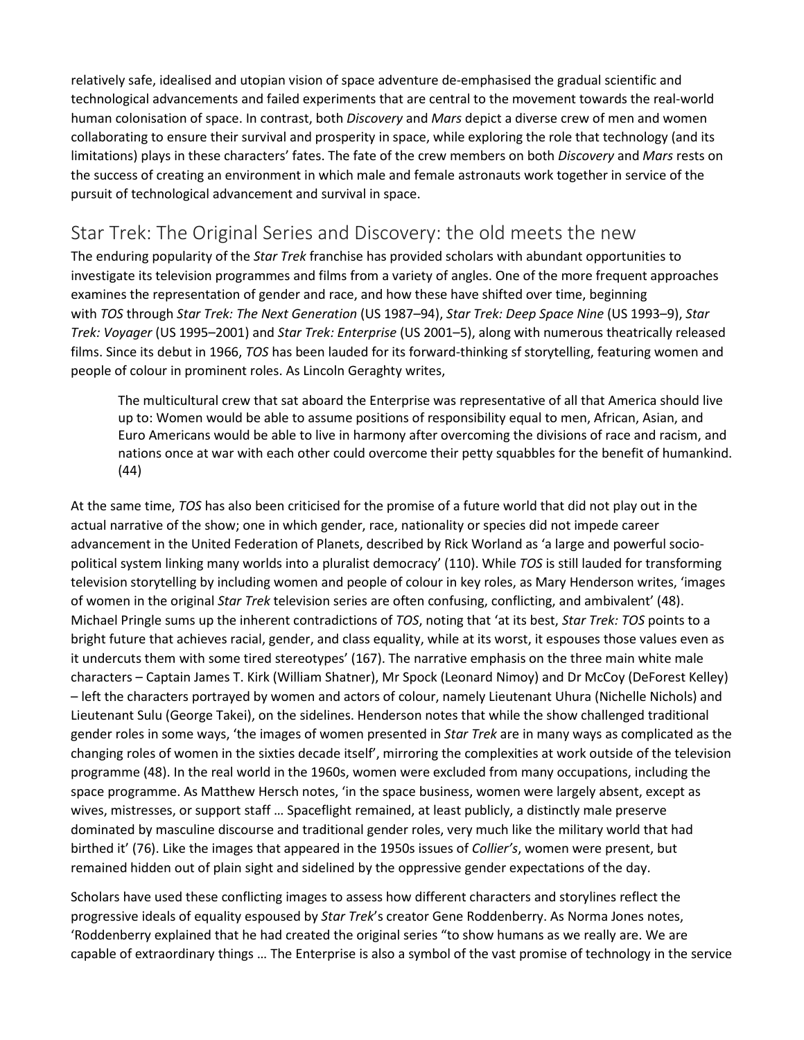relatively safe, idealised and utopian vision of space adventure de-emphasised the gradual scientific and technological advancements and failed experiments that are central to the movement towards the real-world human colonisation of space. In contrast, both *Discovery* and *Mars* depict a diverse crew of men and women collaborating to ensure their survival and prosperity in space, while exploring the role that technology (and its limitations) plays in these characters' fates. The fate of the crew members on both *Discovery* and *Mars* rests on the success of creating an environment in which male and female astronauts work together in service of the pursuit of technological advancement and survival in space.

## Star Trek: The Original Series and Discovery: the old meets the new

The enduring popularity of the *Star Trek* franchise has provided scholars with abundant opportunities to investigate its television programmes and films from a variety of angles. One of the more frequent approaches examines the representation of gender and race, and how these have shifted over time, beginning with *TOS* through *Star Trek: The Next Generation* (US 1987–94), *Star Trek: Deep Space Nine* (US 1993–9), *Star Trek: Voyager* (US 1995–2001) and *Star Trek: Enterprise* (US 2001–5), along with numerous theatrically released films. Since its debut in 1966, *TOS* has been lauded for its forward-thinking sf storytelling, featuring women and people of colour in prominent roles. As Lincoln Geraghty writes,

> The multicultural crew that sat aboard the Enterprise was representative of all that America should live up to: Women would be able to assume positions of responsibility equal to men, African, Asian, and Euro Americans would be able to live in harmony after overcoming the divisions of race and racism, and nations once at war with each other could overcome their petty squabbles for the benefit of humankind. (44)

At the same time, *TOS* has also been criticised for the promise of a future world that did not play out in the actual narrative of the show; one in which gender, race, nationality or species did not impede career advancement in the United Federation of Planets, described by Rick Worland as 'a large and powerful socio-political system linking many worlds into a pluralist democracy' (110). While *TOS* is still lauded for transforming television storytelling by including women and people of colour in key roles, as Mary Henderson writes, 'images of women in the original *Star Trek* television series are often confusing, conflicting, and ambivalent' (48). Michael Pringle sums up the inherent contradictions of *TOS*, noting that 'at its best, *Star Trek: TOS* points to a bright future that achieves racial, gender, and class equality, while at its worst, it espouses those values even as it undercuts them with some tired stereotypes' (167). The narrative emphasis on the three main white male characters – Captain James T. Kirk (William Shatner), Mr Spock (Leonard Nimoy) and Dr McCoy (DeForest Kelley) – left the characters portrayed by women and actors of colour, namely Lieutenant Uhura (Nichelle Nichols) and Lieutenant Sulu (George Takei), on the sidelines. Henderson notes that while the show challenged traditional gender roles in some ways, 'the images of women presented in *Star Trek* are in many ways as complicated as the changing roles of women in the sixties decade itself', mirroring the complexities at work outside of the television programme (48). In the real world in the 1960s, women were excluded from many occupations, including the space programme. As Matthew Hersch notes, 'in the space business, women were largely absent, except as wives, mistresses, or support staff … Spaceflight remained, at least publicly, a distinctly male preserve dominated by masculine discourse and traditional gender roles, very much like the military world that had birthed it' (76). Like the images that appeared in the 1950s issues of *Collier's*, women were present, but remained hidden out of plain sight and sidelined by the oppressive gender expectations of the day.

Scholars have used these conflicting images to assess how different characters and storylines reflect the progressive ideals of equality espoused by *Star Trek*'s creator Gene Roddenberry. As Norma Jones notes, 'Roddenberry explained that he had created the original series "to show humans as we really are. We are capable of extraordinary things … The Enterprise is also a symbol of the vast promise of technology in the service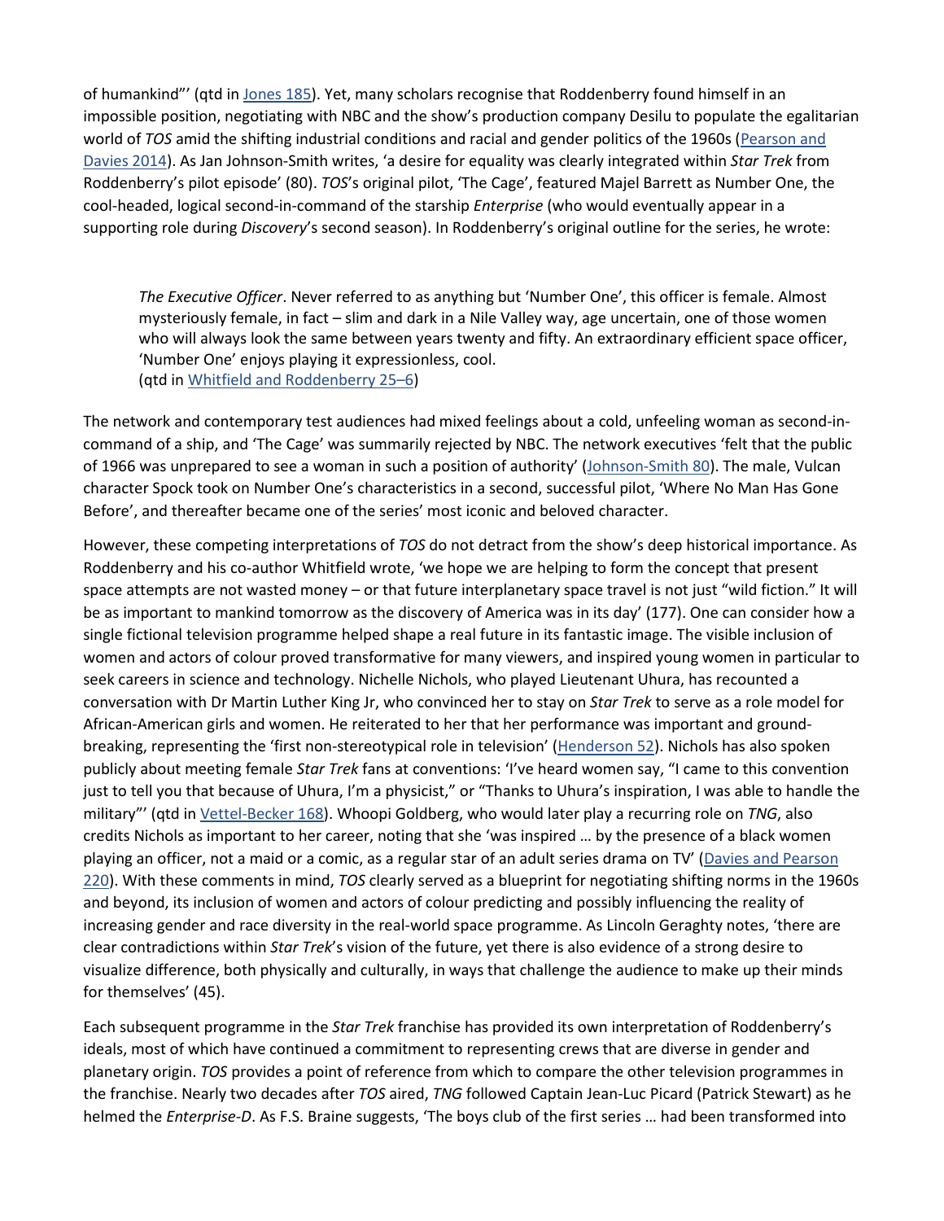of humankind"' (qtd in Jones 185). Yet, many scholars recognise that Roddenberry found himself in an impossible position, negotiating with NBC and the show's production company Desilu to populate the egalitarian world of *TOS* amid the shifting industrial conditions and racial and gender politics of the 1960s (Pearson and Davies 2014). As Jan Johnson-Smith writes, 'a desire for equality was clearly integrated within *Star Trek* from Roddenberry's pilot episode' (80). *TOS*'s original pilot, 'The Cage', featured Majel Barrett as Number One, the cool-headed, logical second-in-command of the starship *Enterprise* (who would eventually appear in a supporting role during *Discovery*'s second season). In Roddenberry's original outline for the series, he wrote:

> *The Executive Officer*. Never referred to as anything but 'Number One', this officer is female. Almost mysteriously female, in fact – slim and dark in a Nile Valley way, age uncertain, one of those women who will always look the same between years twenty and fifty. An extraordinary efficient space officer, 'Number One' enjoys playing it expressionless, cool.
> (qtd in Whitfield and Roddenberry 25–6)

The network and contemporary test audiences had mixed feelings about a cold, unfeeling woman as second-in-command of a ship, and 'The Cage' was summarily rejected by NBC. The network executives 'felt that the public of 1966 was unprepared to see a woman in such a position of authority' (Johnson-Smith 80). The male, Vulcan character Spock took on Number One's characteristics in a second, successful pilot, 'Where No Man Has Gone Before', and thereafter became one of the series' most iconic and beloved character.

However, these competing interpretations of *TOS* do not detract from the show's deep historical importance. As Roddenberry and his co-author Whitfield wrote, 'we hope we are helping to form the concept that present space attempts are not wasted money – or that future interplanetary space travel is not just "wild fiction." It will be as important to mankind tomorrow as the discovery of America was in its day' (177). One can consider how a single fictional television programme helped shape a real future in its fantastic image. The visible inclusion of women and actors of colour proved transformative for many viewers, and inspired young women in particular to seek careers in science and technology. Nichelle Nichols, who played Lieutenant Uhura, has recounted a conversation with Dr Martin Luther King Jr, who convinced her to stay on *Star Trek* to serve as a role model for African-American girls and women. He reiterated to her that her performance was important and ground-breaking, representing the 'first non-stereotypical role in television' (Henderson 52). Nichols has also spoken publicly about meeting female *Star Trek* fans at conventions: 'I've heard women say, "I came to this convention just to tell you that because of Uhura, I'm a physicist," or "Thanks to Uhura's inspiration, I was able to handle the military"' (qtd in Vettel-Becker 168). Whoopi Goldberg, who would later play a recurring role on *TNG*, also credits Nichols as important to her career, noting that she 'was inspired … by the presence of a black women playing an officer, not a maid or a comic, as a regular star of an adult series drama on TV' (Davies and Pearson 220). With these comments in mind, *TOS* clearly served as a blueprint for negotiating shifting norms in the 1960s and beyond, its inclusion of women and actors of colour predicting and possibly influencing the reality of increasing gender and race diversity in the real-world space programme. As Lincoln Geraghty notes, 'there are clear contradictions within *Star Trek*'s vision of the future, yet there is also evidence of a strong desire to visualize difference, both physically and culturally, in ways that challenge the audience to make up their minds for themselves' (45).

Each subsequent programme in the *Star Trek* franchise has provided its own interpretation of Roddenberry's ideals, most of which have continued a commitment to representing crews that are diverse in gender and planetary origin. *TOS* provides a point of reference from which to compare the other television programmes in the franchise. Nearly two decades after *TOS* aired, *TNG* followed Captain Jean-Luc Picard (Patrick Stewart) as he helmed the *Enterprise-D*. As F.S. Braine suggests, 'The boys club of the first series … had been transformed into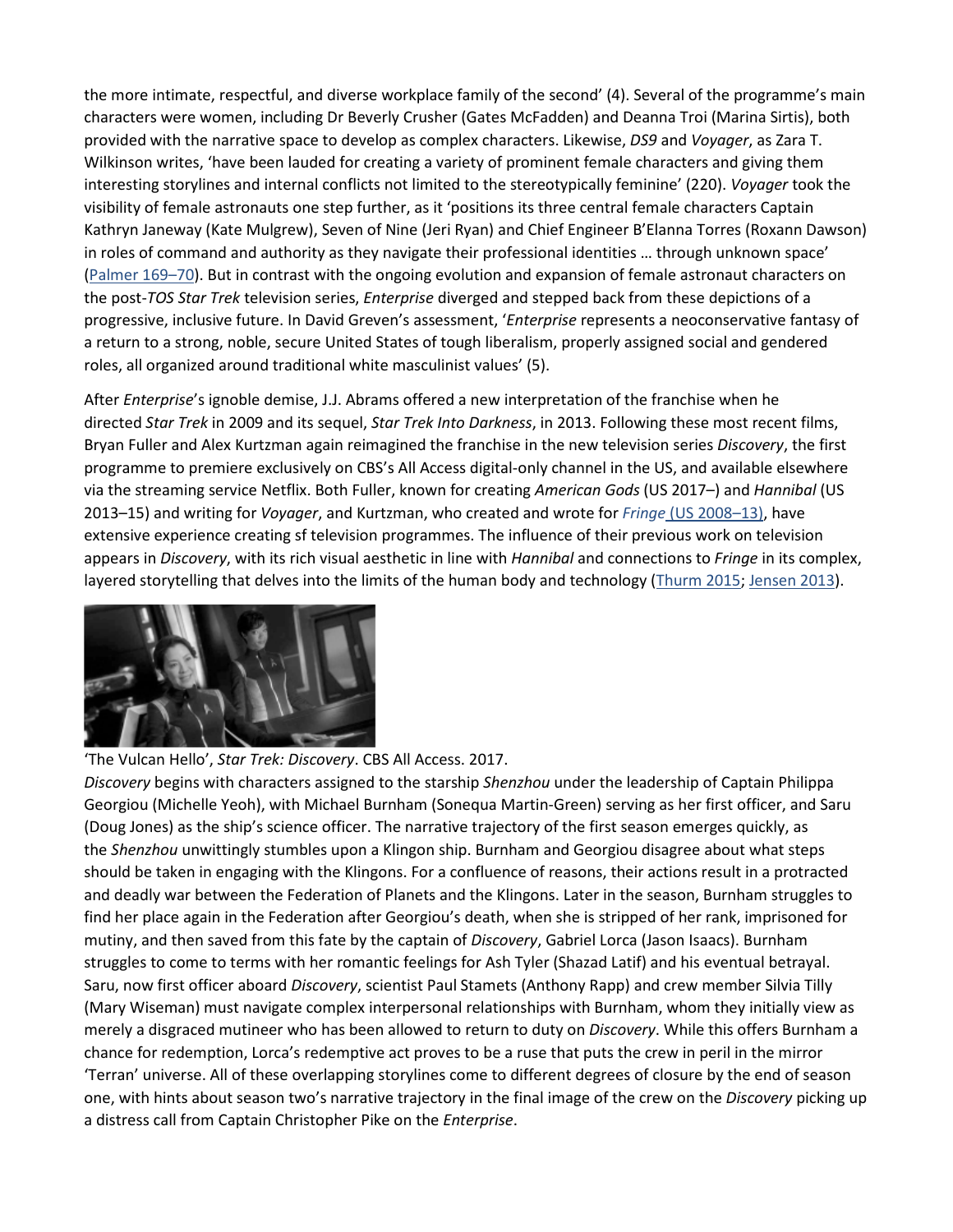the more intimate, respectful, and diverse workplace family of the second' (4). Several of the programme's main characters were women, including Dr Beverly Crusher (Gates McFadden) and Deanna Troi (Marina Sirtis), both provided with the narrative space to develop as complex characters. Likewise, *DS9* and *Voyager*, as Zara T. Wilkinson writes, 'have been lauded for creating a variety of prominent female characters and giving them interesting storylines and internal conflicts not limited to the stereotypically feminine' (220). *Voyager* took the visibility of female astronauts one step further, as it 'positions its three central female characters Captain Kathryn Janeway (Kate Mulgrew), Seven of Nine (Jeri Ryan) and Chief Engineer B'Elanna Torres (Roxann Dawson) in roles of command and authority as they navigate their professional identities … through unknown space' (Palmer 169–70). But in contrast with the ongoing evolution and expansion of female astronaut characters on the post-*TOS Star Trek* television series, *Enterprise* diverged and stepped back from these depictions of a progressive, inclusive future. In David Greven's assessment, '*Enterprise* represents a neoconservative fantasy of a return to a strong, noble, secure United States of tough liberalism, properly assigned social and gendered roles, all organized around traditional white masculinist values' (5).

After *Enterprise*'s ignoble demise, J.J. Abrams offered a new interpretation of the franchise when he directed *Star Trek* in 2009 and its sequel, *Star Trek Into Darkness*, in 2013. Following these most recent films, Bryan Fuller and Alex Kurtzman again reimagined the franchise in the new television series *Discovery*, the first programme to premiere exclusively on CBS's All Access digital-only channel in the US, and available elsewhere via the streaming service Netflix. Both Fuller, known for creating *American Gods* (US 2017–) and *Hannibal* (US 2013–15) and writing for *Voyager*, and Kurtzman, who created and wrote for *Fringe* (US 2008–13), have extensive experience creating sf television programmes. The influence of their previous work on television appears in *Discovery*, with its rich visual aesthetic in line with *Hannibal* and connections to *Fringe* in its complex, layered storytelling that delves into the limits of the human body and technology (Thurm 2015; Jensen 2013).

'The Vulcan Hello', *Star Trek: Discovery*. CBS All Access. 2017.

*Discovery* begins with characters assigned to the starship *Shenzhou* under the leadership of Captain Philippa Georgiou (Michelle Yeoh), with Michael Burnham (Sonequa Martin-Green) serving as her first officer, and Saru (Doug Jones) as the ship's science officer. The narrative trajectory of the first season emerges quickly, as the *Shenzhou* unwittingly stumbles upon a Klingon ship. Burnham and Georgiou disagree about what steps should be taken in engaging with the Klingons. For a confluence of reasons, their actions result in a protracted and deadly war between the Federation of Planets and the Klingons. Later in the season, Burnham struggles to find her place again in the Federation after Georgiou's death, when she is stripped of her rank, imprisoned for mutiny, and then saved from this fate by the captain of *Discovery*, Gabriel Lorca (Jason Isaacs). Burnham struggles to come to terms with her romantic feelings for Ash Tyler (Shazad Latif) and his eventual betrayal. Saru, now first officer aboard *Discovery*, scientist Paul Stamets (Anthony Rapp) and crew member Silvia Tilly (Mary Wiseman) must navigate complex interpersonal relationships with Burnham, whom they initially view as merely a disgraced mutineer who has been allowed to return to duty on *Discovery*. While this offers Burnham a chance for redemption, Lorca's redemptive act proves to be a ruse that puts the crew in peril in the mirror 'Terran' universe. All of these overlapping storylines come to different degrees of closure by the end of season one, with hints about season two's narrative trajectory in the final image of the crew on the *Discovery* picking up a distress call from Captain Christopher Pike on the *Enterprise*.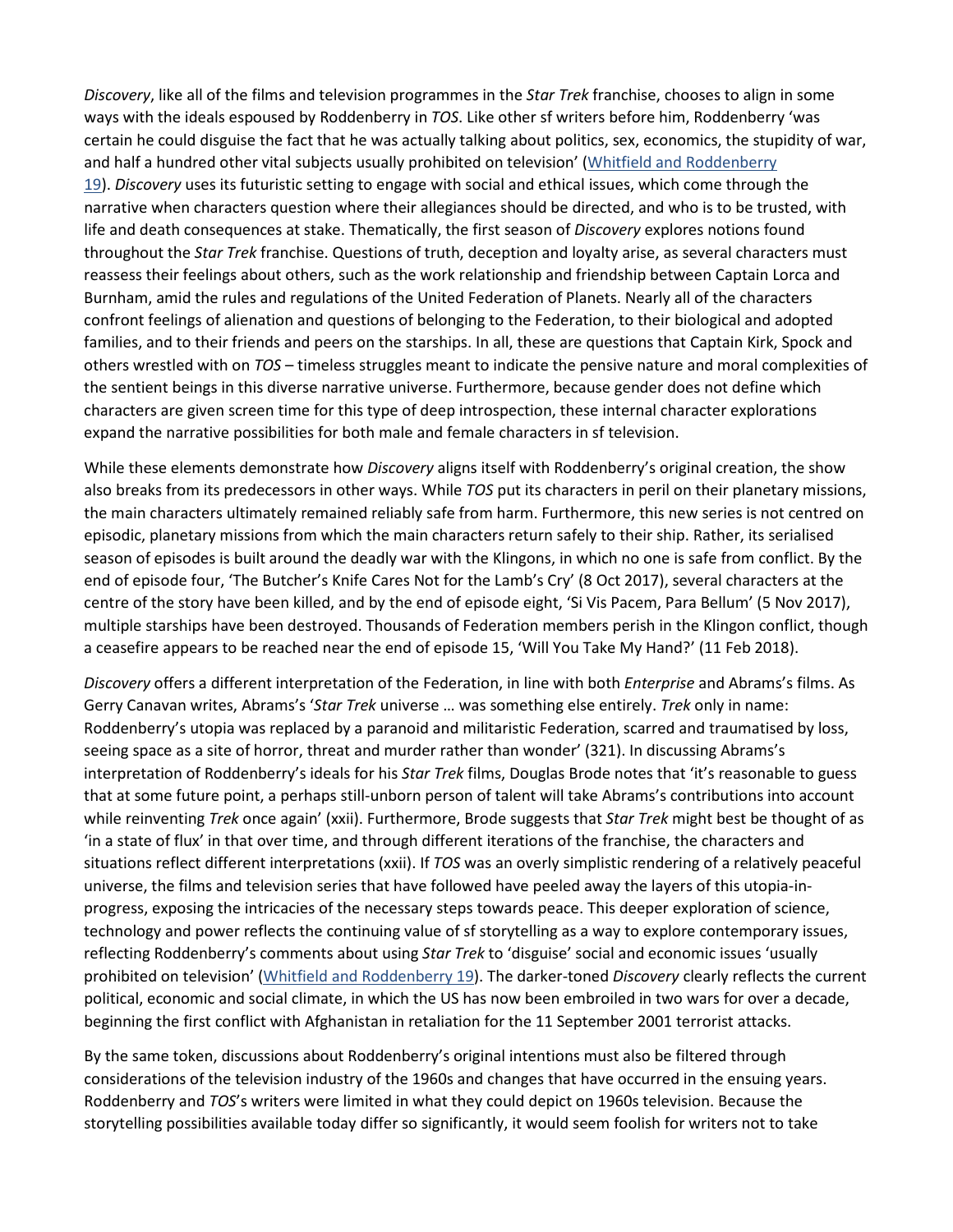*Discovery*, like all of the films and television programmes in the *Star Trek* franchise, chooses to align in some ways with the ideals espoused by Roddenberry in *TOS*. Like other sf writers before him, Roddenberry 'was certain he could disguise the fact that he was actually talking about politics, sex, economics, the stupidity of war, and half a hundred other vital subjects usually prohibited on television' (Whitfield and Roddenberry 19). *Discovery* uses its futuristic setting to engage with social and ethical issues, which come through the narrative when characters question where their allegiances should be directed, and who is to be trusted, with life and death consequences at stake. Thematically, the first season of *Discovery* explores notions found throughout the *Star Trek* franchise. Questions of truth, deception and loyalty arise, as several characters must reassess their feelings about others, such as the work relationship and friendship between Captain Lorca and Burnham, amid the rules and regulations of the United Federation of Planets. Nearly all of the characters confront feelings of alienation and questions of belonging to the Federation, to their biological and adopted families, and to their friends and peers on the starships. In all, these are questions that Captain Kirk, Spock and others wrestled with on *TOS* – timeless struggles meant to indicate the pensive nature and moral complexities of the sentient beings in this diverse narrative universe. Furthermore, because gender does not define which characters are given screen time for this type of deep introspection, these internal character explorations expand the narrative possibilities for both male and female characters in sf television.

While these elements demonstrate how *Discovery* aligns itself with Roddenberry's original creation, the show also breaks from its predecessors in other ways. While *TOS* put its characters in peril on their planetary missions, the main characters ultimately remained reliably safe from harm. Furthermore, this new series is not centred on episodic, planetary missions from which the main characters return safely to their ship. Rather, its serialised season of episodes is built around the deadly war with the Klingons, in which no one is safe from conflict. By the end of episode four, 'The Butcher's Knife Cares Not for the Lamb's Cry' (8 Oct 2017), several characters at the centre of the story have been killed, and by the end of episode eight, 'Si Vis Pacem, Para Bellum' (5 Nov 2017), multiple starships have been destroyed. Thousands of Federation members perish in the Klingon conflict, though a ceasefire appears to be reached near the end of episode 15, 'Will You Take My Hand?' (11 Feb 2018).

*Discovery* offers a different interpretation of the Federation, in line with both *Enterprise* and Abrams's films. As Gerry Canavan writes, Abrams's '*Star Trek* universe … was something else entirely. *Trek* only in name: Roddenberry's utopia was replaced by a paranoid and militaristic Federation, scarred and traumatised by loss, seeing space as a site of horror, threat and murder rather than wonder' (321). In discussing Abrams's interpretation of Roddenberry's ideals for his *Star Trek* films, Douglas Brode notes that 'it's reasonable to guess that at some future point, a perhaps still-unborn person of talent will take Abrams's contributions into account while reinventing *Trek* once again' (xxii). Furthermore, Brode suggests that *Star Trek* might best be thought of as 'in a state of flux' in that over time, and through different iterations of the franchise, the characters and situations reflect different interpretations (xxii). If *TOS* was an overly simplistic rendering of a relatively peaceful universe, the films and television series that have followed have peeled away the layers of this utopia-in-progress, exposing the intricacies of the necessary steps towards peace. This deeper exploration of science, technology and power reflects the continuing value of sf storytelling as a way to explore contemporary issues, reflecting Roddenberry's comments about using *Star Trek* to 'disguise' social and economic issues 'usually prohibited on television' (Whitfield and Roddenberry 19). The darker-toned *Discovery* clearly reflects the current political, economic and social climate, in which the US has now been embroiled in two wars for over a decade, beginning the first conflict with Afghanistan in retaliation for the 11 September 2001 terrorist attacks.

By the same token, discussions about Roddenberry's original intentions must also be filtered through considerations of the television industry of the 1960s and changes that have occurred in the ensuing years. Roddenberry and *TOS*'s writers were limited in what they could depict on 1960s television. Because the storytelling possibilities available today differ so significantly, it would seem foolish for writers not to take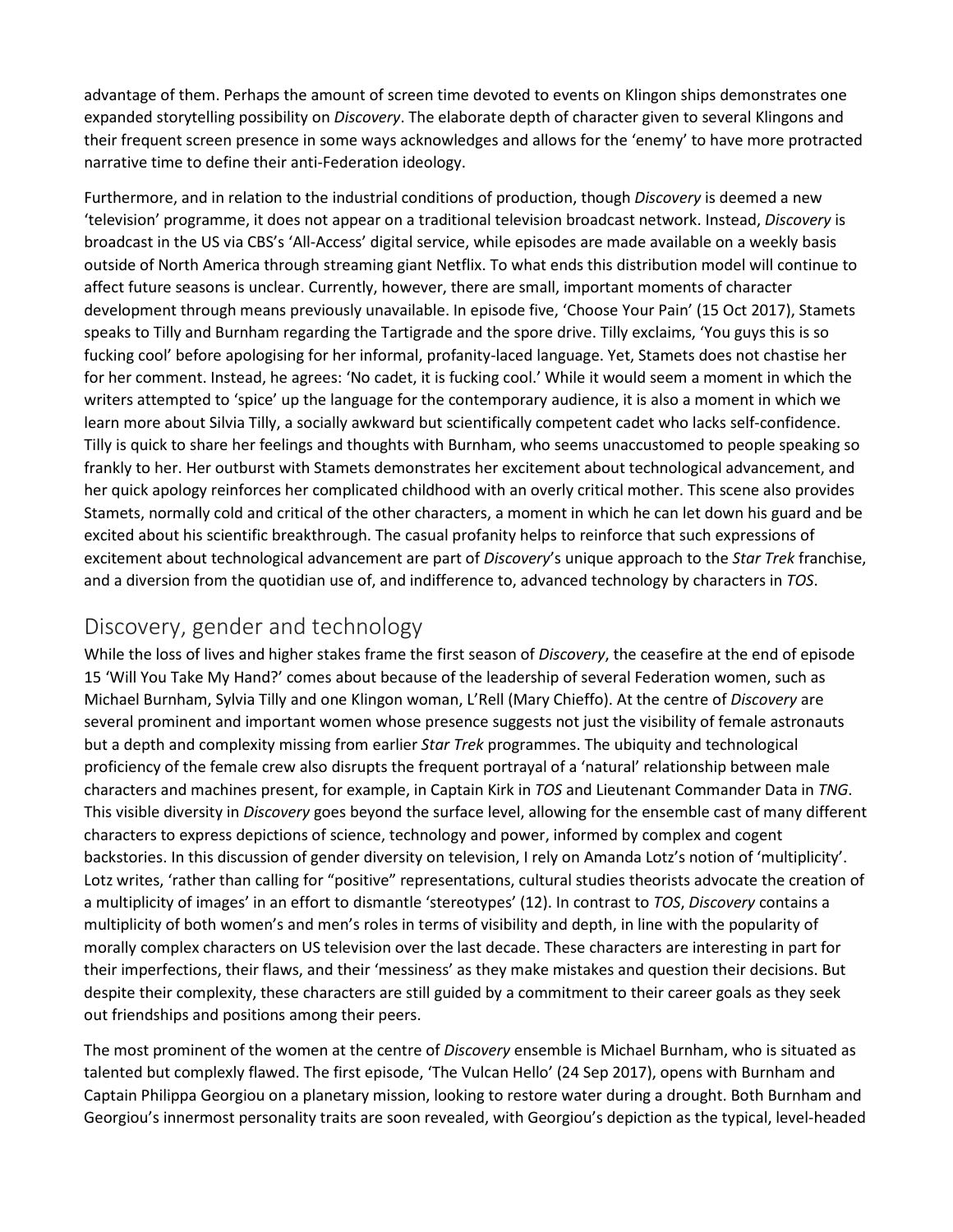advantage of them. Perhaps the amount of screen time devoted to events on Klingon ships demonstrates one expanded storytelling possibility on *Discovery*. The elaborate depth of character given to several Klingons and their frequent screen presence in some ways acknowledges and allows for the 'enemy' to have more protracted narrative time to define their anti-Federation ideology.

Furthermore, and in relation to the industrial conditions of production, though *Discovery* is deemed a new 'television' programme, it does not appear on a traditional television broadcast network. Instead, *Discovery* is broadcast in the US via CBS's 'All-Access' digital service, while episodes are made available on a weekly basis outside of North America through streaming giant Netflix. To what ends this distribution model will continue to affect future seasons is unclear. Currently, however, there are small, important moments of character development through means previously unavailable. In episode five, 'Choose Your Pain' (15 Oct 2017), Stamets speaks to Tilly and Burnham regarding the Tartigrade and the spore drive. Tilly exclaims, 'You guys this is so fucking cool' before apologising for her informal, profanity-laced language. Yet, Stamets does not chastise her for her comment. Instead, he agrees: 'No cadet, it is fucking cool.' While it would seem a moment in which the writers attempted to 'spice' up the language for the contemporary audience, it is also a moment in which we learn more about Silvia Tilly, a socially awkward but scientifically competent cadet who lacks self-confidence. Tilly is quick to share her feelings and thoughts with Burnham, who seems unaccustomed to people speaking so frankly to her. Her outburst with Stamets demonstrates her excitement about technological advancement, and her quick apology reinforces her complicated childhood with an overly critical mother. This scene also provides Stamets, normally cold and critical of the other characters, a moment in which he can let down his guard and be excited about his scientific breakthrough. The casual profanity helps to reinforce that such expressions of excitement about technological advancement are part of *Discovery*'s unique approach to the *Star Trek* franchise, and a diversion from the quotidian use of, and indifference to, advanced technology by characters in *TOS*.

## Discovery, gender and technology

While the loss of lives and higher stakes frame the first season of *Discovery*, the ceasefire at the end of episode 15 'Will You Take My Hand?' comes about because of the leadership of several Federation women, such as Michael Burnham, Sylvia Tilly and one Klingon woman, L'Rell (Mary Chieffo). At the centre of *Discovery* are several prominent and important women whose presence suggests not just the visibility of female astronauts but a depth and complexity missing from earlier *Star Trek* programmes. The ubiquity and technological proficiency of the female crew also disrupts the frequent portrayal of a 'natural' relationship between male characters and machines present, for example, in Captain Kirk in *TOS* and Lieutenant Commander Data in *TNG*. This visible diversity in *Discovery* goes beyond the surface level, allowing for the ensemble cast of many different characters to express depictions of science, technology and power, informed by complex and cogent backstories. In this discussion of gender diversity on television, I rely on Amanda Lotz's notion of 'multiplicity'. Lotz writes, 'rather than calling for "positive" representations, cultural studies theorists advocate the creation of a multiplicity of images' in an effort to dismantle 'stereotypes' (12). In contrast to *TOS*, *Discovery* contains a multiplicity of both women's and men's roles in terms of visibility and depth, in line with the popularity of morally complex characters on US television over the last decade. These characters are interesting in part for their imperfections, their flaws, and their 'messiness' as they make mistakes and question their decisions. But despite their complexity, these characters are still guided by a commitment to their career goals as they seek out friendships and positions among their peers.

The most prominent of the women at the centre of *Discovery* ensemble is Michael Burnham, who is situated as talented but complexly flawed. The first episode, 'The Vulcan Hello' (24 Sep 2017), opens with Burnham and Captain Philippa Georgiou on a planetary mission, looking to restore water during a drought. Both Burnham and Georgiou's innermost personality traits are soon revealed, with Georgiou's depiction as the typical, level-headed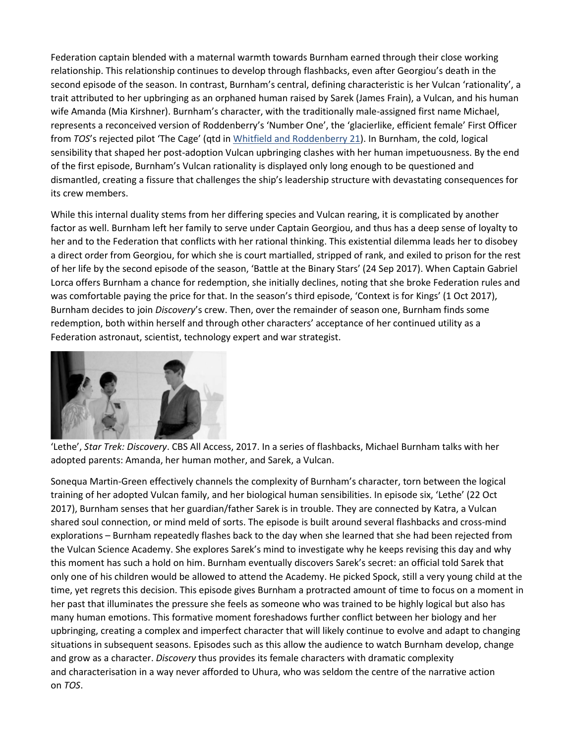Federation captain blended with a maternal warmth towards Burnham earned through their close working relationship. This relationship continues to develop through flashbacks, even after Georgiou's death in the second episode of the season. In contrast, Burnham's central, defining characteristic is her Vulcan 'rationality', a trait attributed to her upbringing as an orphaned human raised by Sarek (James Frain), a Vulcan, and his human wife Amanda (Mia Kirshner). Burnham's character, with the traditionally male-assigned first name Michael, represents a reconceived version of Roddenberry's 'Number One', the 'glacierlike, efficient female' First Officer from *TOS*'s rejected pilot 'The Cage' (qtd in Whitfield and Roddenberry 21). In Burnham, the cold, logical sensibility that shaped her post-adoption Vulcan upbringing clashes with her human impetuousness. By the end of the first episode, Burnham's Vulcan rationality is displayed only long enough to be questioned and dismantled, creating a fissure that challenges the ship's leadership structure with devastating consequences for its crew members.

While this internal duality stems from her differing species and Vulcan rearing, it is complicated by another factor as well. Burnham left her family to serve under Captain Georgiou, and thus has a deep sense of loyalty to her and to the Federation that conflicts with her rational thinking. This existential dilemma leads her to disobey a direct order from Georgiou, for which she is court martialled, stripped of rank, and exiled to prison for the rest of her life by the second episode of the season, 'Battle at the Binary Stars' (24 Sep 2017). When Captain Gabriel Lorca offers Burnham a chance for redemption, she initially declines, noting that she broke Federation rules and was comfortable paying the price for that. In the season's third episode, 'Context is for Kings' (1 Oct 2017), Burnham decides to join *Discovery*'s crew. Then, over the remainder of season one, Burnham finds some redemption, both within herself and through other characters' acceptance of her continued utility as a Federation astronaut, scientist, technology expert and war strategist.

'Lethe', *Star Trek: Discovery*. CBS All Access, 2017. In a series of flashbacks, Michael Burnham talks with her adopted parents: Amanda, her human mother, and Sarek, a Vulcan.

Sonequa Martin-Green effectively channels the complexity of Burnham's character, torn between the logical training of her adopted Vulcan family, and her biological human sensibilities. In episode six, 'Lethe' (22 Oct 2017), Burnham senses that her guardian/father Sarek is in trouble. They are connected by Katra, a Vulcan shared soul connection, or mind meld of sorts. The episode is built around several flashbacks and cross-mind explorations – Burnham repeatedly flashes back to the day when she learned that she had been rejected from the Vulcan Science Academy. She explores Sarek's mind to investigate why he keeps revising this day and why this moment has such a hold on him. Burnham eventually discovers Sarek's secret: an official told Sarek that only one of his children would be allowed to attend the Academy. He picked Spock, still a very young child at the time, yet regrets this decision. This episode gives Burnham a protracted amount of time to focus on a moment in her past that illuminates the pressure she feels as someone who was trained to be highly logical but also has many human emotions. This formative moment foreshadows further conflict between her biology and her upbringing, creating a complex and imperfect character that will likely continue to evolve and adapt to changing situations in subsequent seasons. Episodes such as this allow the audience to watch Burnham develop, change and grow as a character. *Discovery* thus provides its female characters with dramatic complexity and characterisation in a way never afforded to Uhura, who was seldom the centre of the narrative action on *TOS*.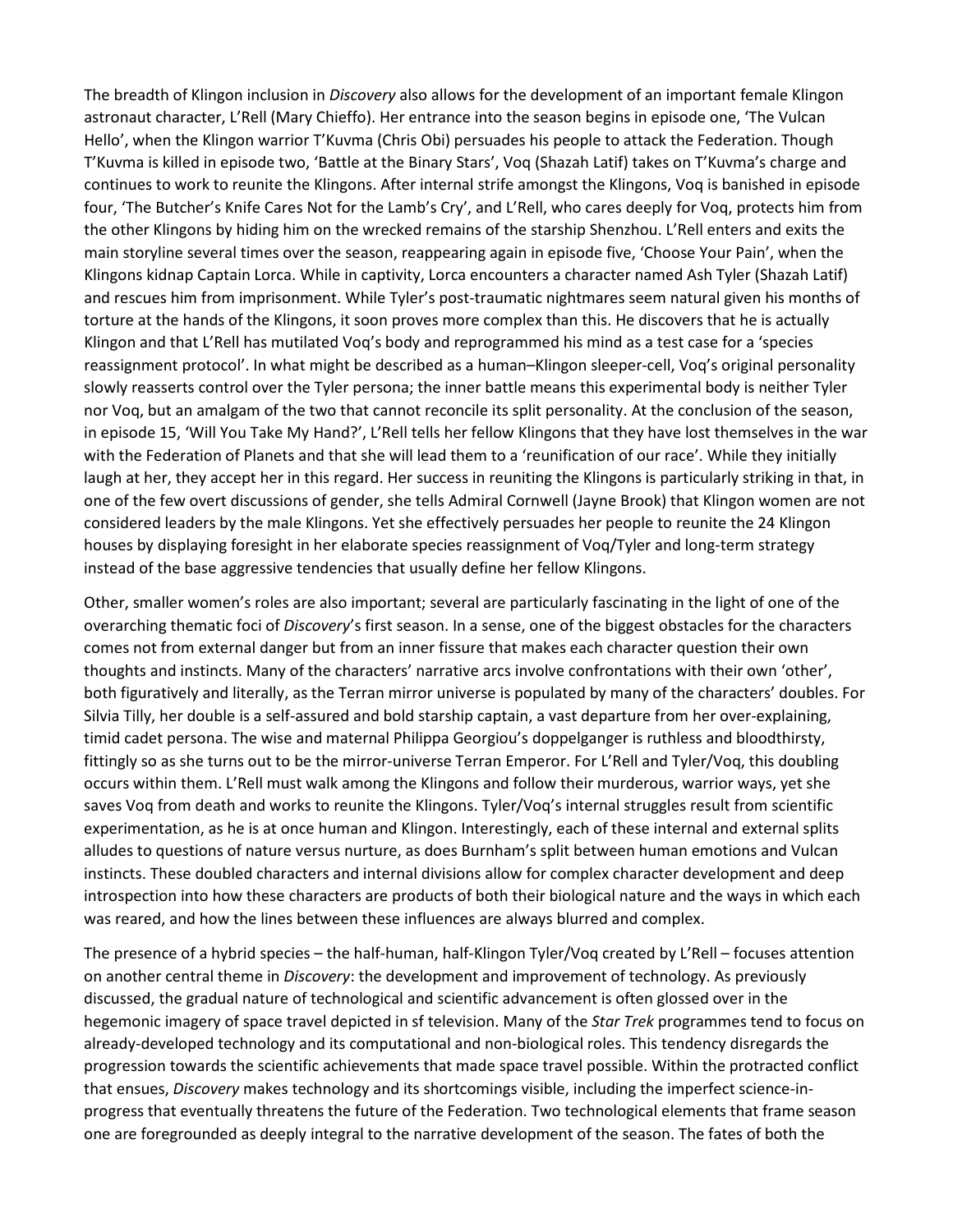The breadth of Klingon inclusion in *Discovery* also allows for the development of an important female Klingon astronaut character, L'Rell (Mary Chieffo). Her entrance into the season begins in episode one, 'The Vulcan Hello', when the Klingon warrior T'Kuvma (Chris Obi) persuades his people to attack the Federation. Though T'Kuvma is killed in episode two, 'Battle at the Binary Stars', Voq (Shazah Latif) takes on T'Kuvma's charge and continues to work to reunite the Klingons. After internal strife amongst the Klingons, Voq is banished in episode four, 'The Butcher's Knife Cares Not for the Lamb's Cry', and L'Rell, who cares deeply for Voq, protects him from the other Klingons by hiding him on the wrecked remains of the starship Shenzhou. L'Rell enters and exits the main storyline several times over the season, reappearing again in episode five, 'Choose Your Pain', when the Klingons kidnap Captain Lorca. While in captivity, Lorca encounters a character named Ash Tyler (Shazah Latif) and rescues him from imprisonment. While Tyler's post-traumatic nightmares seem natural given his months of torture at the hands of the Klingons, it soon proves more complex than this. He discovers that he is actually Klingon and that L'Rell has mutilated Voq's body and reprogrammed his mind as a test case for a 'species reassignment protocol'. In what might be described as a human–Klingon sleeper-cell, Voq's original personality slowly reasserts control over the Tyler persona; the inner battle means this experimental body is neither Tyler nor Voq, but an amalgam of the two that cannot reconcile its split personality. At the conclusion of the season, in episode 15, 'Will You Take My Hand?', L'Rell tells her fellow Klingons that they have lost themselves in the war with the Federation of Planets and that she will lead them to a 'reunification of our race'. While they initially laugh at her, they accept her in this regard. Her success in reuniting the Klingons is particularly striking in that, in one of the few overt discussions of gender, she tells Admiral Cornwell (Jayne Brook) that Klingon women are not considered leaders by the male Klingons. Yet she effectively persuades her people to reunite the 24 Klingon houses by displaying foresight in her elaborate species reassignment of Voq/Tyler and long-term strategy instead of the base aggressive tendencies that usually define her fellow Klingons.

Other, smaller women's roles are also important; several are particularly fascinating in the light of one of the overarching thematic foci of *Discovery*'s first season. In a sense, one of the biggest obstacles for the characters comes not from external danger but from an inner fissure that makes each character question their own thoughts and instincts. Many of the characters' narrative arcs involve confrontations with their own 'other', both figuratively and literally, as the Terran mirror universe is populated by many of the characters' doubles. For Silvia Tilly, her double is a self-assured and bold starship captain, a vast departure from her over-explaining, timid cadet persona. The wise and maternal Philippa Georgiou's doppelganger is ruthless and bloodthirsty, fittingly so as she turns out to be the mirror-universe Terran Emperor. For L'Rell and Tyler/Voq, this doubling occurs within them. L'Rell must walk among the Klingons and follow their murderous, warrior ways, yet she saves Voq from death and works to reunite the Klingons. Tyler/Voq's internal struggles result from scientific experimentation, as he is at once human and Klingon. Interestingly, each of these internal and external splits alludes to questions of nature versus nurture, as does Burnham's split between human emotions and Vulcan instincts. These doubled characters and internal divisions allow for complex character development and deep introspection into how these characters are products of both their biological nature and the ways in which each was reared, and how the lines between these influences are always blurred and complex.

The presence of a hybrid species – the half-human, half-Klingon Tyler/Voq created by L'Rell – focuses attention on another central theme in *Discovery*: the development and improvement of technology. As previously discussed, the gradual nature of technological and scientific advancement is often glossed over in the hegemonic imagery of space travel depicted in sf television. Many of the *Star Trek* programmes tend to focus on already-developed technology and its computational and non-biological roles. This tendency disregards the progression towards the scientific achievements that made space travel possible. Within the protracted conflict that ensues, *Discovery* makes technology and its shortcomings visible, including the imperfect science-in-progress that eventually threatens the future of the Federation. Two technological elements that frame season one are foregrounded as deeply integral to the narrative development of the season. The fates of both the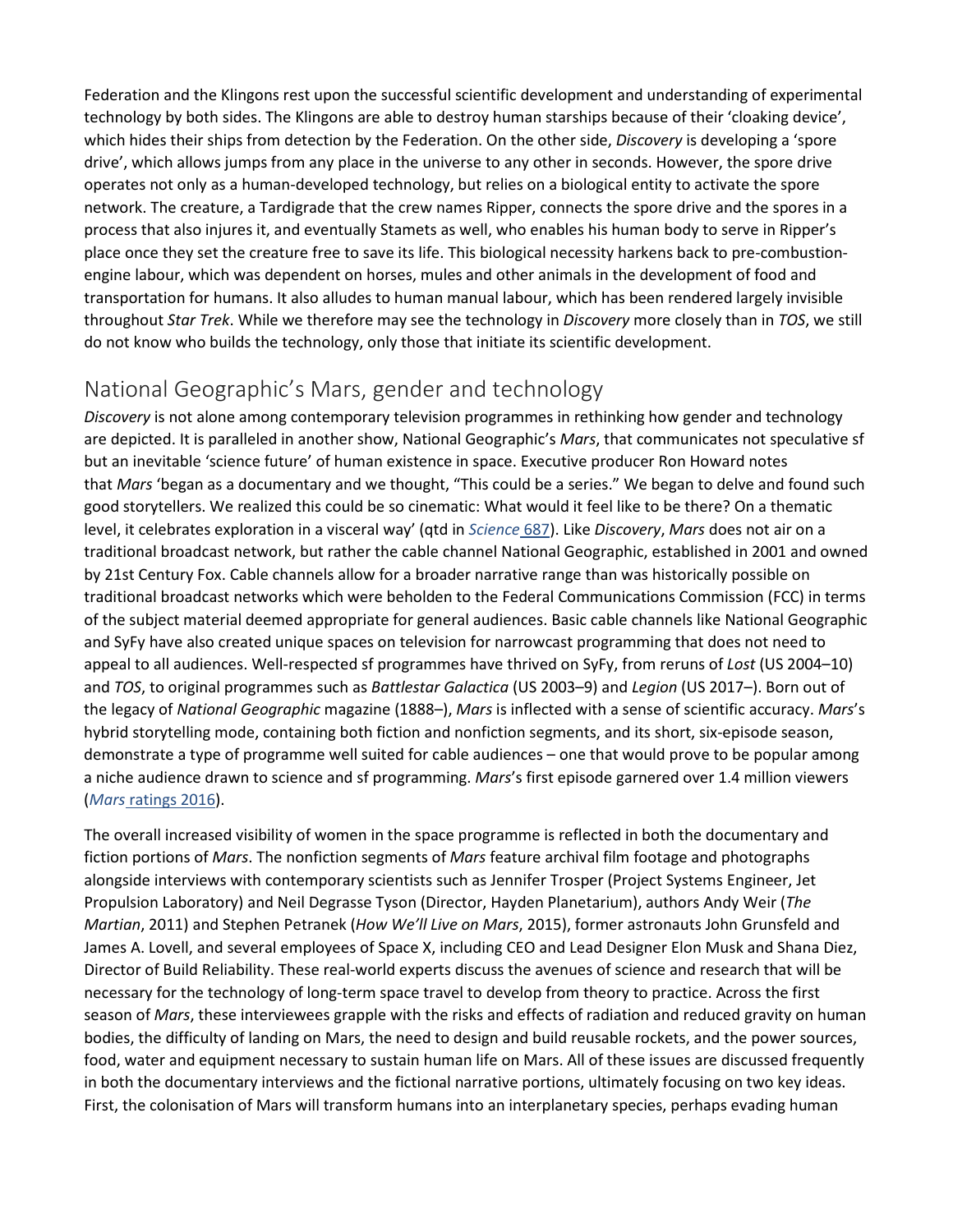Federation and the Klingons rest upon the successful scientific development and understanding of experimental technology by both sides. The Klingons are able to destroy human starships because of their 'cloaking device', which hides their ships from detection by the Federation. On the other side, *Discovery* is developing a 'spore drive', which allows jumps from any place in the universe to any other in seconds. However, the spore drive operates not only as a human-developed technology, but relies on a biological entity to activate the spore network. The creature, a Tardigrade that the crew names Ripper, connects the spore drive and the spores in a process that also injures it, and eventually Stamets as well, who enables his human body to serve in Ripper's place once they set the creature free to save its life. This biological necessity harkens back to pre-combustion-engine labour, which was dependent on horses, mules and other animals in the development of food and transportation for humans. It also alludes to human manual labour, which has been rendered largely invisible throughout *Star Trek*. While we therefore may see the technology in *Discovery* more closely than in *TOS*, we still do not know who builds the technology, only those that initiate its scientific development.

## National Geographic's Mars, gender and technology

*Discovery* is not alone among contemporary television programmes in rethinking how gender and technology are depicted. It is paralleled in another show, National Geographic's *Mars*, that communicates not speculative sf but an inevitable 'science future' of human existence in space. Executive producer Ron Howard notes that *Mars* 'began as a documentary and we thought, "This could be a series." We began to delve and found such good storytellers. We realized this could be so cinematic: What would it feel like to be there? On a thematic level, it celebrates exploration in a visceral way' (qtd in *Science* 687). Like *Discovery*, *Mars* does not air on a traditional broadcast network, but rather the cable channel National Geographic, established in 2001 and owned by 21st Century Fox. Cable channels allow for a broader narrative range than was historically possible on traditional broadcast networks which were beholden to the Federal Communications Commission (FCC) in terms of the subject material deemed appropriate for general audiences. Basic cable channels like National Geographic and SyFy have also created unique spaces on television for narrowcast programming that does not need to appeal to all audiences. Well-respected sf programmes have thrived on SyFy, from reruns of *Lost* (US 2004–10) and *TOS*, to original programmes such as *Battlestar Galactica* (US 2003–9) and *Legion* (US 2017–). Born out of the legacy of *National Geographic* magazine (1888–), *Mars* is inflected with a sense of scientific accuracy. *Mars*'s hybrid storytelling mode, containing both fiction and nonfiction segments, and its short, six-episode season, demonstrate a type of programme well suited for cable audiences – one that would prove to be popular among a niche audience drawn to science and sf programming. *Mars*'s first episode garnered over 1.4 million viewers (*Mars* ratings 2016).

The overall increased visibility of women in the space programme is reflected in both the documentary and fiction portions of *Mars*. The nonfiction segments of *Mars* feature archival film footage and photographs alongside interviews with contemporary scientists such as Jennifer Trosper (Project Systems Engineer, Jet Propulsion Laboratory) and Neil Degrasse Tyson (Director, Hayden Planetarium), authors Andy Weir (*The Martian*, 2011) and Stephen Petranek (*How We'll Live on Mars*, 2015), former astronauts John Grunsfeld and James A. Lovell, and several employees of Space X, including CEO and Lead Designer Elon Musk and Shana Diez, Director of Build Reliability. These real-world experts discuss the avenues of science and research that will be necessary for the technology of long-term space travel to develop from theory to practice. Across the first season of *Mars*, these interviewees grapple with the risks and effects of radiation and reduced gravity on human bodies, the difficulty of landing on Mars, the need to design and build reusable rockets, and the power sources, food, water and equipment necessary to sustain human life on Mars. All of these issues are discussed frequently in both the documentary interviews and the fictional narrative portions, ultimately focusing on two key ideas. First, the colonisation of Mars will transform humans into an interplanetary species, perhaps evading human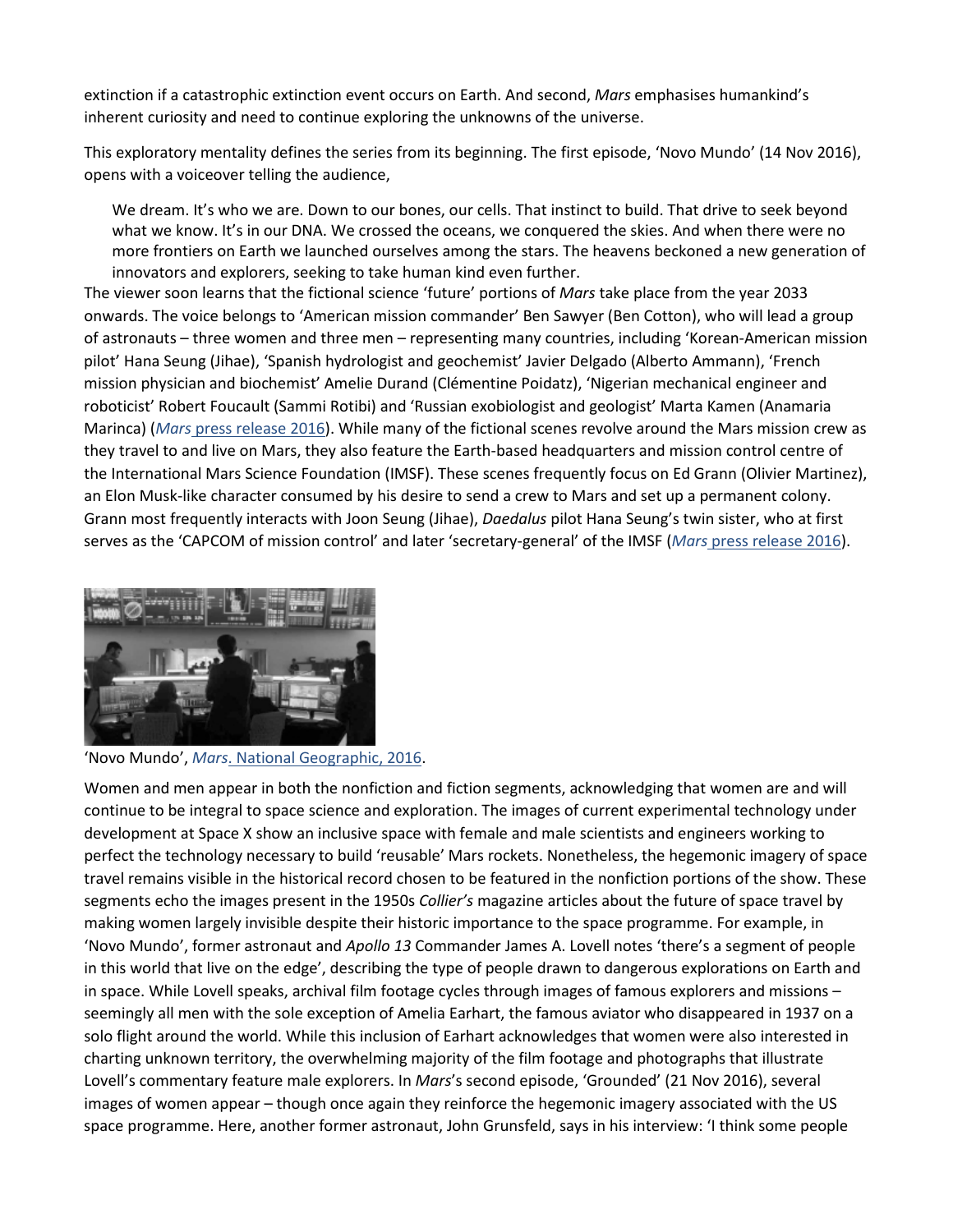extinction if a catastrophic extinction event occurs on Earth. And second, *Mars* emphasises humankind's inherent curiosity and need to continue exploring the unknowns of the universe.

This exploratory mentality defines the series from its beginning. The first episode, 'Novo Mundo' (14 Nov 2016), opens with a voiceover telling the audience,

> We dream. It's who we are. Down to our bones, our cells. That instinct to build. That drive to seek beyond what we know. It's in our DNA. We crossed the oceans, we conquered the skies. And when there were no more frontiers on Earth we launched ourselves among the stars. The heavens beckoned a new generation of innovators and explorers, seeking to take human kind even further.

The viewer soon learns that the fictional science 'future' portions of *Mars* take place from the year 2033 onwards. The voice belongs to 'American mission commander' Ben Sawyer (Ben Cotton), who will lead a group of astronauts – three women and three men – representing many countries, including 'Korean-American mission pilot' Hana Seung (Jihae), 'Spanish hydrologist and geochemist' Javier Delgado (Alberto Ammann), 'French mission physician and biochemist' Amelie Durand (Clémentine Poidatz), 'Nigerian mechanical engineer and roboticist' Robert Foucault (Sammi Rotibi) and 'Russian exobiologist and geologist' Marta Kamen (Anamaria Marinca) (*Mars* press release 2016). While many of the fictional scenes revolve around the Mars mission crew as they travel to and live on Mars, they also feature the Earth-based headquarters and mission control centre of the International Mars Science Foundation (IMSF). These scenes frequently focus on Ed Grann (Olivier Martinez), an Elon Musk-like character consumed by his desire to send a crew to Mars and set up a permanent colony. Grann most frequently interacts with Joon Seung (Jihae), *Daedalus* pilot Hana Seung's twin sister, who at first serves as the 'CAPCOM of mission control' and later 'secretary-general' of the IMSF (*Mars* press release 2016).

'Novo Mundo', *Mars*. National Geographic, 2016.

Women and men appear in both the nonfiction and fiction segments, acknowledging that women are and will continue to be integral to space science and exploration. The images of current experimental technology under development at Space X show an inclusive space with female and male scientists and engineers working to perfect the technology necessary to build 'reusable' Mars rockets. Nonetheless, the hegemonic imagery of space travel remains visible in the historical record chosen to be featured in the nonfiction portions of the show. These segments echo the images present in the 1950s *Collier's* magazine articles about the future of space travel by making women largely invisible despite their historic importance to the space programme. For example, in 'Novo Mundo', former astronaut and *Apollo 13* Commander James A. Lovell notes 'there's a segment of people in this world that live on the edge', describing the type of people drawn to dangerous explorations on Earth and in space. While Lovell speaks, archival film footage cycles through images of famous explorers and missions – seemingly all men with the sole exception of Amelia Earhart, the famous aviator who disappeared in 1937 on a solo flight around the world. While this inclusion of Earhart acknowledges that women were also interested in charting unknown territory, the overwhelming majority of the film footage and photographs that illustrate Lovell's commentary feature male explorers. In *Mars*'s second episode, 'Grounded' (21 Nov 2016), several images of women appear – though once again they reinforce the hegemonic imagery associated with the US space programme. Here, another former astronaut, John Grunsfeld, says in his interview: 'I think some people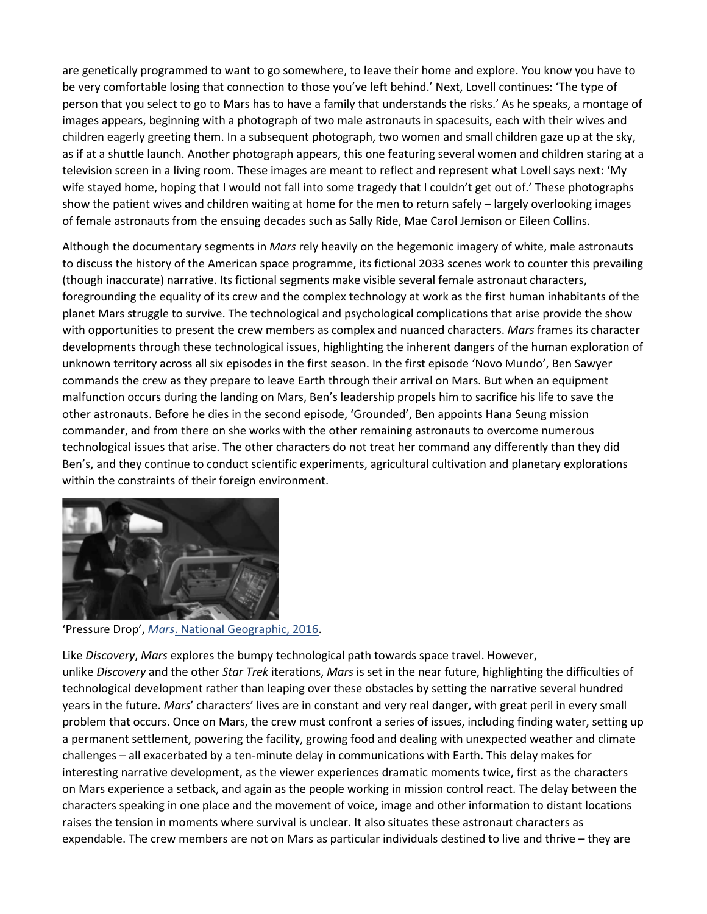are genetically programmed to want to go somewhere, to leave their home and explore. You know you have to be very comfortable losing that connection to those you've left behind.' Next, Lovell continues: 'The type of person that you select to go to Mars has to have a family that understands the risks.' As he speaks, a montage of images appears, beginning with a photograph of two male astronauts in spacesuits, each with their wives and children eagerly greeting them. In a subsequent photograph, two women and small children gaze up at the sky, as if at a shuttle launch. Another photograph appears, this one featuring several women and children staring at a television screen in a living room. These images are meant to reflect and represent what Lovell says next: 'My wife stayed home, hoping that I would not fall into some tragedy that I couldn't get out of.' These photographs show the patient wives and children waiting at home for the men to return safely – largely overlooking images of female astronauts from the ensuing decades such as Sally Ride, Mae Carol Jemison or Eileen Collins.

Although the documentary segments in *Mars* rely heavily on the hegemonic imagery of white, male astronauts to discuss the history of the American space programme, its fictional 2033 scenes work to counter this prevailing (though inaccurate) narrative. Its fictional segments make visible several female astronaut characters, foregrounding the equality of its crew and the complex technology at work as the first human inhabitants of the planet Mars struggle to survive. The technological and psychological complications that arise provide the show with opportunities to present the crew members as complex and nuanced characters. *Mars* frames its character developments through these technological issues, highlighting the inherent dangers of the human exploration of unknown territory across all six episodes in the first season. In the first episode 'Novo Mundo', Ben Sawyer commands the crew as they prepare to leave Earth through their arrival on Mars. But when an equipment malfunction occurs during the landing on Mars, Ben's leadership propels him to sacrifice his life to save the other astronauts. Before he dies in the second episode, 'Grounded', Ben appoints Hana Seung mission commander, and from there on she works with the other remaining astronauts to overcome numerous technological issues that arise. The other characters do not treat her command any differently than they did Ben's, and they continue to conduct scientific experiments, agricultural cultivation and planetary explorations within the constraints of their foreign environment.

'Pressure Drop', *Mars*. National Geographic, 2016.

Like *Discovery*, *Mars* explores the bumpy technological path towards space travel. However, unlike *Discovery* and the other *Star Trek* iterations, *Mars* is set in the near future, highlighting the difficulties of technological development rather than leaping over these obstacles by setting the narrative several hundred years in the future. *Mars*' characters' lives are in constant and very real danger, with great peril in every small problem that occurs. Once on Mars, the crew must confront a series of issues, including finding water, setting up a permanent settlement, powering the facility, growing food and dealing with unexpected weather and climate challenges – all exacerbated by a ten-minute delay in communications with Earth. This delay makes for interesting narrative development, as the viewer experiences dramatic moments twice, first as the characters on Mars experience a setback, and again as the people working in mission control react. The delay between the characters speaking in one place and the movement of voice, image and other information to distant locations raises the tension in moments where survival is unclear. It also situates these astronaut characters as expendable. The crew members are not on Mars as particular individuals destined to live and thrive – they are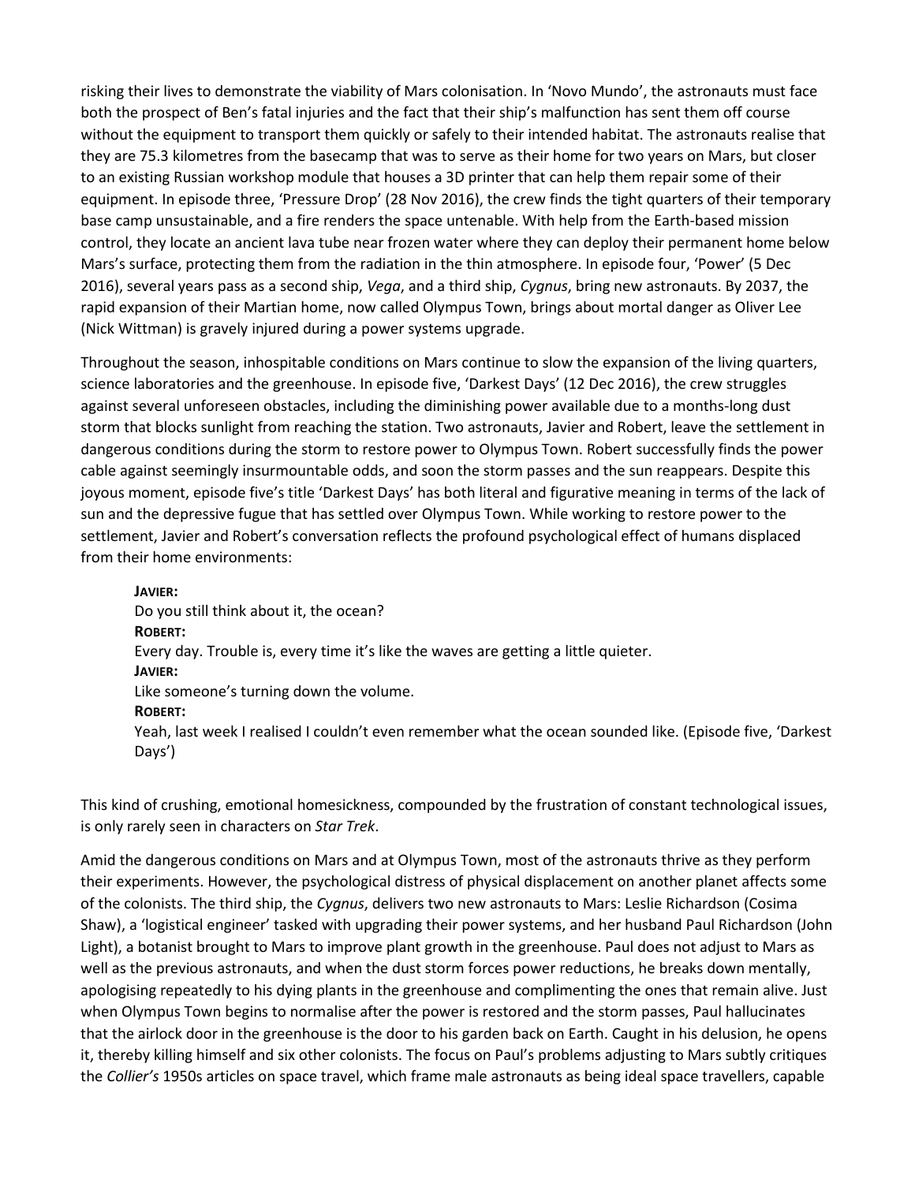risking their lives to demonstrate the viability of Mars colonisation. In 'Novo Mundo', the astronauts must face both the prospect of Ben's fatal injuries and the fact that their ship's malfunction has sent them off course without the equipment to transport them quickly or safely to their intended habitat. The astronauts realise that they are 75.3 kilometres from the basecamp that was to serve as their home for two years on Mars, but closer to an existing Russian workshop module that houses a 3D printer that can help them repair some of their equipment. In episode three, 'Pressure Drop' (28 Nov 2016), the crew finds the tight quarters of their temporary base camp unsustainable, and a fire renders the space untenable. With help from the Earth-based mission control, they locate an ancient lava tube near frozen water where they can deploy their permanent home below Mars's surface, protecting them from the radiation in the thin atmosphere. In episode four, 'Power' (5 Dec 2016), several years pass as a second ship, *Vega*, and a third ship, *Cygnus*, bring new astronauts. By 2037, the rapid expansion of their Martian home, now called Olympus Town, brings about mortal danger as Oliver Lee (Nick Wittman) is gravely injured during a power systems upgrade.

Throughout the season, inhospitable conditions on Mars continue to slow the expansion of the living quarters, science laboratories and the greenhouse. In episode five, 'Darkest Days' (12 Dec 2016), the crew struggles against several unforeseen obstacles, including the diminishing power available due to a months-long dust storm that blocks sunlight from reaching the station. Two astronauts, Javier and Robert, leave the settlement in dangerous conditions during the storm to restore power to Olympus Town. Robert successfully finds the power cable against seemingly insurmountable odds, and soon the storm passes and the sun reappears. Despite this joyous moment, episode five's title 'Darkest Days' has both literal and figurative meaning in terms of the lack of sun and the depressive fugue that has settled over Olympus Town. While working to restore power to the settlement, Javier and Robert's conversation reflects the profound psychological effect of humans displaced from their home environments:

> **JAVIER:**
> Do you still think about it, the ocean?
> **ROBERT:**
> Every day. Trouble is, every time it's like the waves are getting a little quieter.
> **JAVIER:**
> Like someone's turning down the volume.
> **ROBERT:**
> Yeah, last week I realised I couldn't even remember what the ocean sounded like. (Episode five, 'Darkest Days')

This kind of crushing, emotional homesickness, compounded by the frustration of constant technological issues, is only rarely seen in characters on *Star Trek*.

Amid the dangerous conditions on Mars and at Olympus Town, most of the astronauts thrive as they perform their experiments. However, the psychological distress of physical displacement on another planet affects some of the colonists. The third ship, the *Cygnus*, delivers two new astronauts to Mars: Leslie Richardson (Cosima Shaw), a 'logistical engineer' tasked with upgrading their power systems, and her husband Paul Richardson (John Light), a botanist brought to Mars to improve plant growth in the greenhouse. Paul does not adjust to Mars as well as the previous astronauts, and when the dust storm forces power reductions, he breaks down mentally, apologising repeatedly to his dying plants in the greenhouse and complimenting the ones that remain alive. Just when Olympus Town begins to normalise after the power is restored and the storm passes, Paul hallucinates that the airlock door in the greenhouse is the door to his garden back on Earth. Caught in his delusion, he opens it, thereby killing himself and six other colonists. The focus on Paul's problems adjusting to Mars subtly critiques the *Collier's* 1950s articles on space travel, which frame male astronauts as being ideal space travellers, capable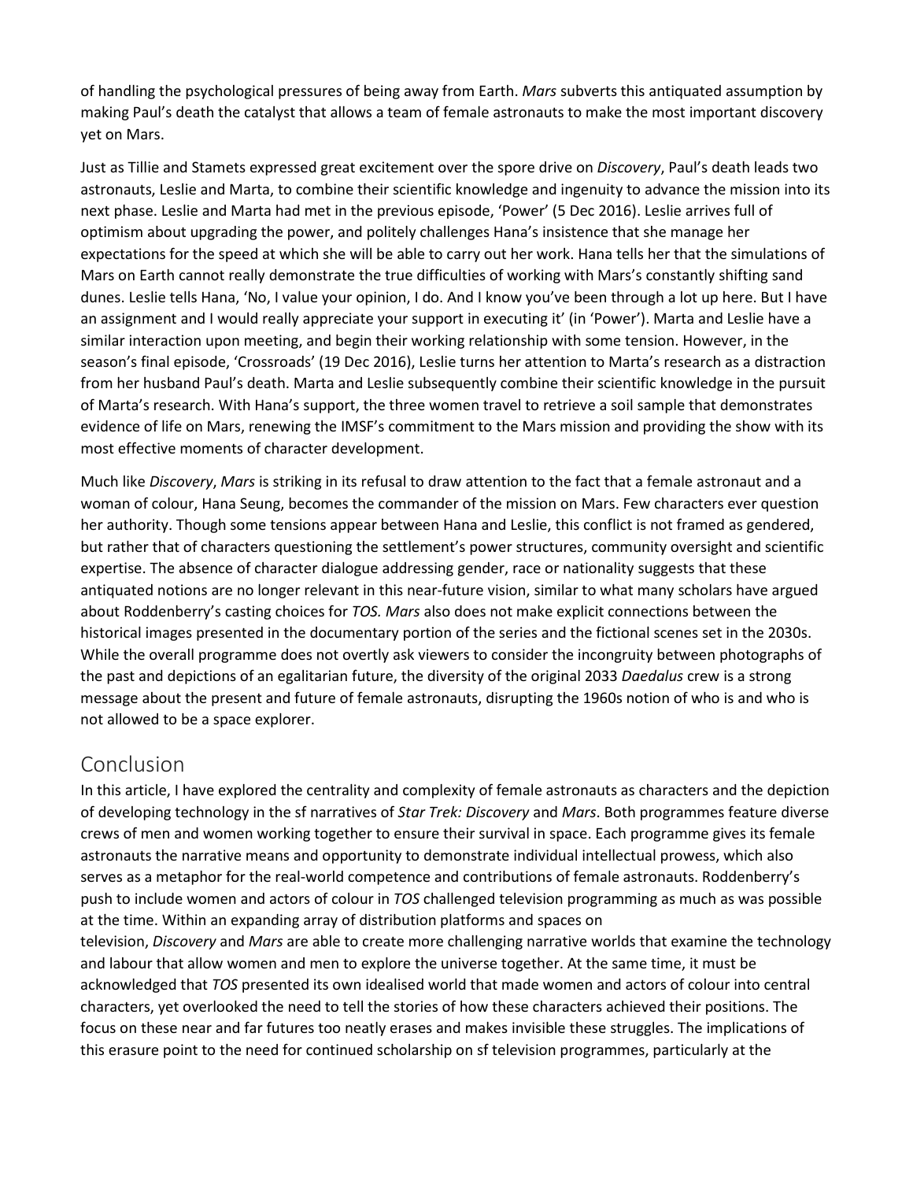of handling the psychological pressures of being away from Earth. *Mars* subverts this antiquated assumption by making Paul's death the catalyst that allows a team of female astronauts to make the most important discovery yet on Mars.

Just as Tillie and Stamets expressed great excitement over the spore drive on *Discovery*, Paul's death leads two astronauts, Leslie and Marta, to combine their scientific knowledge and ingenuity to advance the mission into its next phase. Leslie and Marta had met in the previous episode, 'Power' (5 Dec 2016). Leslie arrives full of optimism about upgrading the power, and politely challenges Hana's insistence that she manage her expectations for the speed at which she will be able to carry out her work. Hana tells her that the simulations of Mars on Earth cannot really demonstrate the true difficulties of working with Mars's constantly shifting sand dunes. Leslie tells Hana, 'No, I value your opinion, I do. And I know you've been through a lot up here. But I have an assignment and I would really appreciate your support in executing it' (in 'Power'). Marta and Leslie have a similar interaction upon meeting, and begin their working relationship with some tension. However, in the season's final episode, 'Crossroads' (19 Dec 2016), Leslie turns her attention to Marta's research as a distraction from her husband Paul's death. Marta and Leslie subsequently combine their scientific knowledge in the pursuit of Marta's research. With Hana's support, the three women travel to retrieve a soil sample that demonstrates evidence of life on Mars, renewing the IMSF's commitment to the Mars mission and providing the show with its most effective moments of character development.

Much like *Discovery*, *Mars* is striking in its refusal to draw attention to the fact that a female astronaut and a woman of colour, Hana Seung, becomes the commander of the mission on Mars. Few characters ever question her authority. Though some tensions appear between Hana and Leslie, this conflict is not framed as gendered, but rather that of characters questioning the settlement's power structures, community oversight and scientific expertise. The absence of character dialogue addressing gender, race or nationality suggests that these antiquated notions are no longer relevant in this near-future vision, similar to what many scholars have argued about Roddenberry's casting choices for *TOS*. *Mars* also does not make explicit connections between the historical images presented in the documentary portion of the series and the fictional scenes set in the 2030s. While the overall programme does not overtly ask viewers to consider the incongruity between photographs of the past and depictions of an egalitarian future, the diversity of the original 2033 *Daedalus* crew is a strong message about the present and future of female astronauts, disrupting the 1960s notion of who is and who is not allowed to be a space explorer.

## Conclusion

In this article, I have explored the centrality and complexity of female astronauts as characters and the depiction of developing technology in the sf narratives of *Star Trek: Discovery* and *Mars*. Both programmes feature diverse crews of men and women working together to ensure their survival in space. Each programme gives its female astronauts the narrative means and opportunity to demonstrate individual intellectual prowess, which also serves as a metaphor for the real-world competence and contributions of female astronauts. Roddenberry's push to include women and actors of colour in *TOS* challenged television programming as much as was possible at the time. Within an expanding array of distribution platforms and spaces on television, *Discovery* and *Mars* are able to create more challenging narrative worlds that examine the technology and labour that allow women and men to explore the universe together. At the same time, it must be acknowledged that *TOS* presented its own idealised world that made women and actors of colour into central characters, yet overlooked the need to tell the stories of how these characters achieved their positions. The focus on these near and far futures too neatly erases and makes invisible these struggles. The implications of this erasure point to the need for continued scholarship on sf television programmes, particularly at the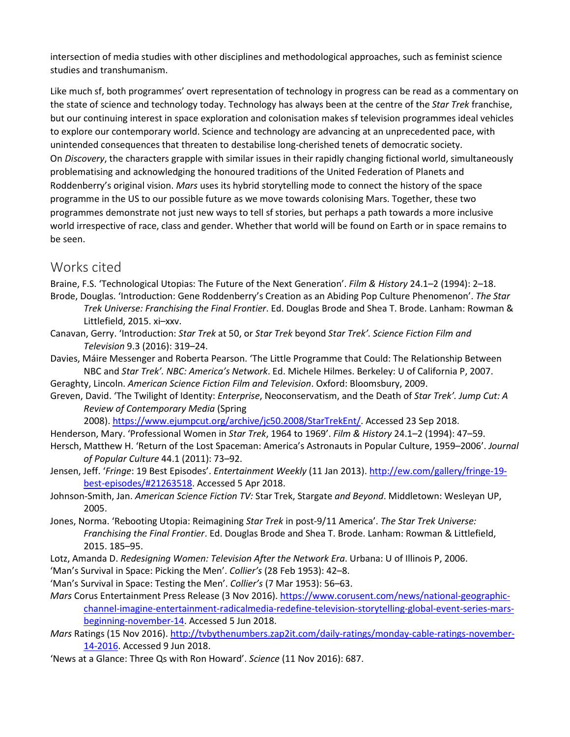intersection of media studies with other disciplines and methodological approaches, such as feminist science studies and transhumanism.

Like much sf, both programmes' overt representation of technology in progress can be read as a commentary on the state of science and technology today. Technology has always been at the centre of the *Star Trek* franchise, but our continuing interest in space exploration and colonisation makes sf television programmes ideal vehicles to explore our contemporary world. Science and technology are advancing at an unprecedented pace, with unintended consequences that threaten to destabilise long-cherished tenets of democratic society. On *Discovery*, the characters grapple with similar issues in their rapidly changing fictional world, simultaneously problematising and acknowledging the honoured traditions of the United Federation of Planets and Roddenberry's original vision. *Mars* uses its hybrid storytelling mode to connect the history of the space programme in the US to our possible future as we move towards colonising Mars. Together, these two programmes demonstrate not just new ways to tell sf stories, but perhaps a path towards a more inclusive world irrespective of race, class and gender. Whether that world will be found on Earth or in space remains to be seen.

## Works cited

Braine, F.S. 'Technological Utopias: The Future of the Next Generation'. *Film & History* 24.1–2 (1994): 2–18.

Brode, Douglas. 'Introduction: Gene Roddenberry's Creation as an Abiding Pop Culture Phenomenon'. *The Star Trek Universe: Franchising the Final Frontier*. Ed. Douglas Brode and Shea T. Brode. Lanham: Rowman & Littlefield, 2015. xi–xxv.

Canavan, Gerry. 'Introduction: *Star Trek* at 50, or *Star Trek* beyond *Star Trek'*. *Science Fiction Film and Television* 9.3 (2016): 319–24.

Davies, Máire Messenger and Roberta Pearson. 'The Little Programme that Could: The Relationship Between NBC and *Star Trek'*. *NBC: America's Network*. Ed. Michele Hilmes. Berkeley: U of California P, 2007.

Geraghty, Lincoln. *American Science Fiction Film and Television*. Oxford: Bloomsbury, 2009.

Greven, David. 'The Twilight of Identity: *Enterprise*, Neoconservatism, and the Death of *Star Trek'*. *Jump Cut: A Review of Contemporary Media* (Spring 2008). https://www.ejumpcut.org/archive/jc50.2008/StarTrekEnt/. Accessed 23 Sep 2018.

Henderson, Mary. 'Professional Women in *Star Trek*, 1964 to 1969'. *Film & History* 24.1–2 (1994): 47–59.

Hersch, Matthew H. 'Return of the Lost Spaceman: America's Astronauts in Popular Culture, 1959–2006'. *Journal of Popular Culture* 44.1 (2011): 73–92.

Jensen, Jeff. '*Fringe*: 19 Best Episodes'. *Entertainment Weekly* (11 Jan 2013). http://ew.com/gallery/fringe-19-best-episodes/#21263518. Accessed 5 Apr 2018.

Johnson-Smith, Jan. *American Science Fiction TV:* Star Trek, Stargate *and Beyond*. Middletown: Wesleyan UP, 2005.

Jones, Norma. 'Rebooting Utopia: Reimagining *Star Trek* in post-9/11 America'. *The Star Trek Universe: Franchising the Final Frontier*. Ed. Douglas Brode and Shea T. Brode. Lanham: Rowman & Littlefield, 2015. 185–95.

Lotz, Amanda D. *Redesigning Women: Television After the Network Era*. Urbana: U of Illinois P, 2006.

'Man's Survival in Space: Picking the Men'. *Collier's* (28 Feb 1953): 42–8.

'Man's Survival in Space: Testing the Men'. *Collier's* (7 Mar 1953): 56–63.

*Mars* Corus Entertainment Press Release (3 Nov 2016). https://www.corusent.com/news/national-geographic-channel-imagine-entertainment-radicalmedia-redefine-television-storytelling-global-event-series-mars-beginning-november-14. Accessed 5 Jun 2018.

*Mars* Ratings (15 Nov 2016). http://tvbythenumbers.zap2it.com/daily-ratings/monday-cable-ratings-november-14-2016. Accessed 9 Jun 2018.

'News at a Glance: Three Qs with Ron Howard'. *Science* (11 Nov 2016): 687.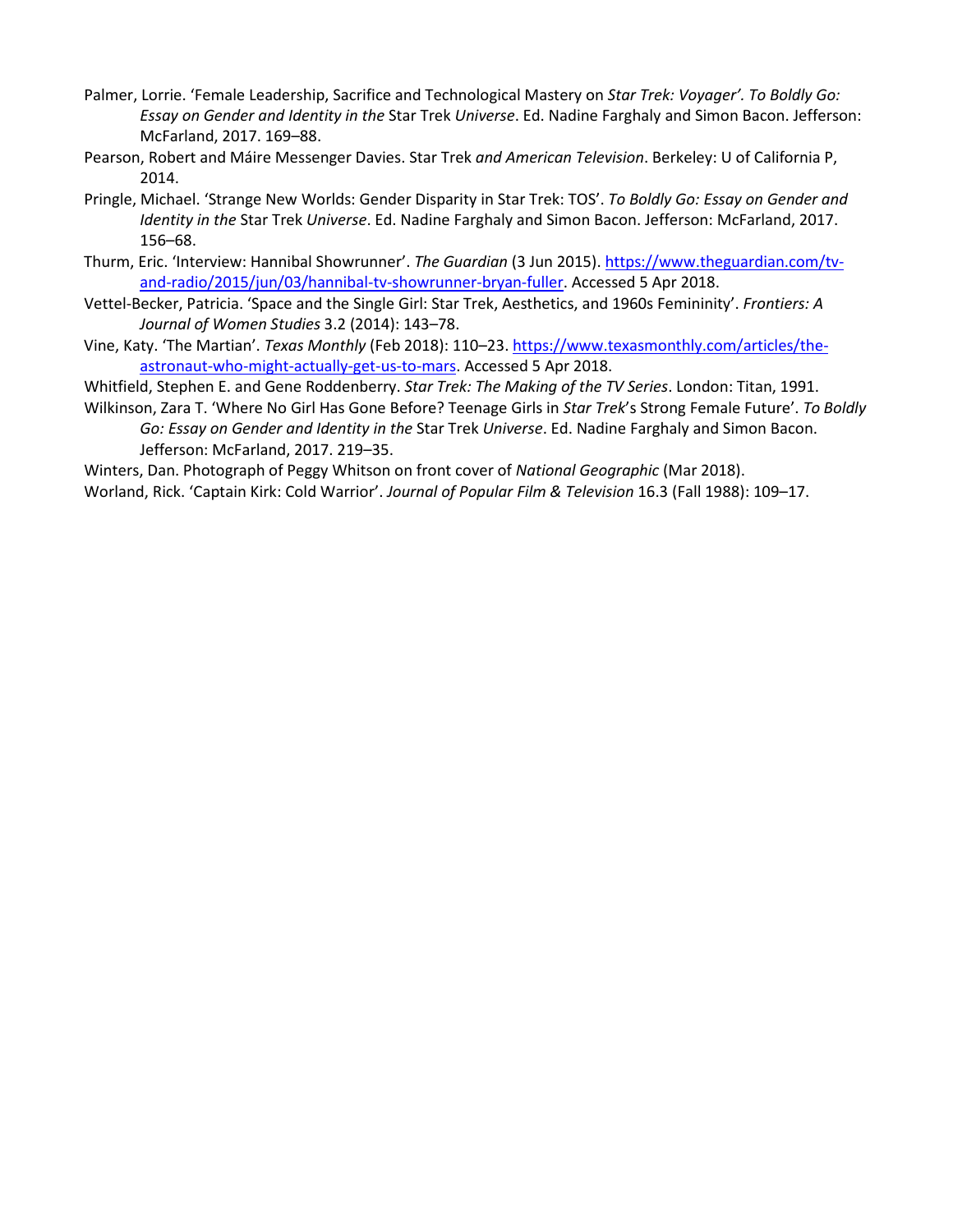Palmer, Lorrie. 'Female Leadership, Sacrifice and Technological Mastery on *Star Trek: Voyager'*. *To Boldly Go: Essay on Gender and Identity in the* Star Trek *Universe*. Ed. Nadine Farghaly and Simon Bacon. Jefferson: McFarland, 2017. 169–88.

Pearson, Robert and Máire Messenger Davies. Star Trek *and American Television*. Berkeley: U of California P, 2014.

Pringle, Michael. 'Strange New Worlds: Gender Disparity in Star Trek: TOS'. *To Boldly Go: Essay on Gender and Identity in the* Star Trek *Universe*. Ed. Nadine Farghaly and Simon Bacon. Jefferson: McFarland, 2017. 156–68.

Thurm, Eric. 'Interview: Hannibal Showrunner'. *The Guardian* (3 Jun 2015). https://www.theguardian.com/tv-and-radio/2015/jun/03/hannibal-tv-showrunner-bryan-fuller. Accessed 5 Apr 2018.

Vettel-Becker, Patricia. 'Space and the Single Girl: Star Trek, Aesthetics, and 1960s Femininity'. *Frontiers: A Journal of Women Studies* 3.2 (2014): 143–78.

Vine, Katy. 'The Martian'. *Texas Monthly* (Feb 2018): 110–23. https://www.texasmonthly.com/articles/the-astronaut-who-might-actually-get-us-to-mars. Accessed 5 Apr 2018.

Whitfield, Stephen E. and Gene Roddenberry. *Star Trek: The Making of the TV Series*. London: Titan, 1991.

Wilkinson, Zara T. 'Where No Girl Has Gone Before? Teenage Girls in *Star Trek*'s Strong Female Future'. *To Boldly Go: Essay on Gender and Identity in the* Star Trek *Universe*. Ed. Nadine Farghaly and Simon Bacon. Jefferson: McFarland, 2017. 219–35.

Winters, Dan. Photograph of Peggy Whitson on front cover of *National Geographic* (Mar 2018).

Worland, Rick. 'Captain Kirk: Cold Warrior'. *Journal of Popular Film & Television* 16.3 (Fall 1988): 109–17.